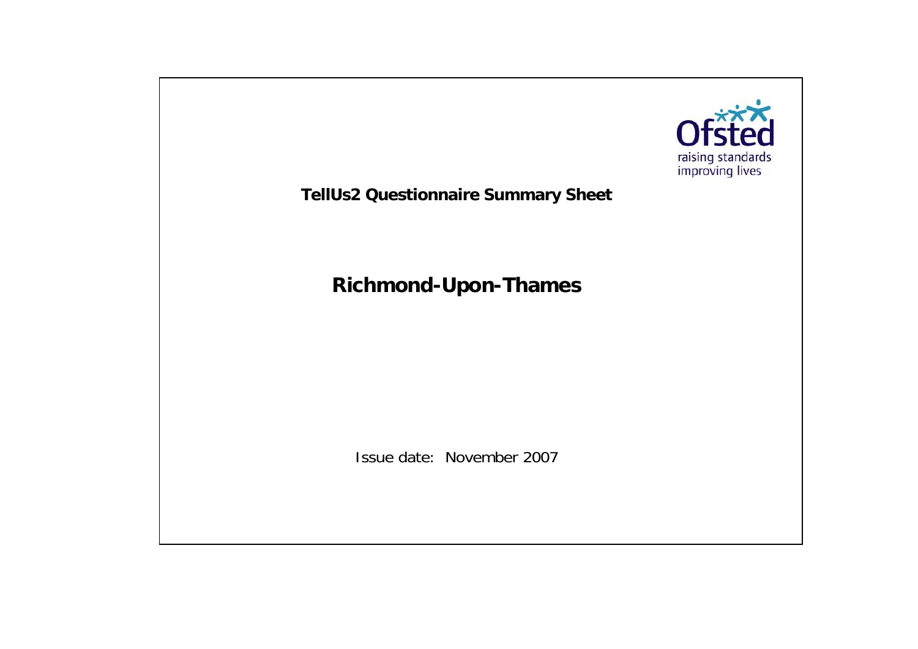Ofsted

raising standards
improving lives

**TellUs2 Questionnaire Summary Sheet**

# Richmond-Upon-Thames

Issue date: November 2007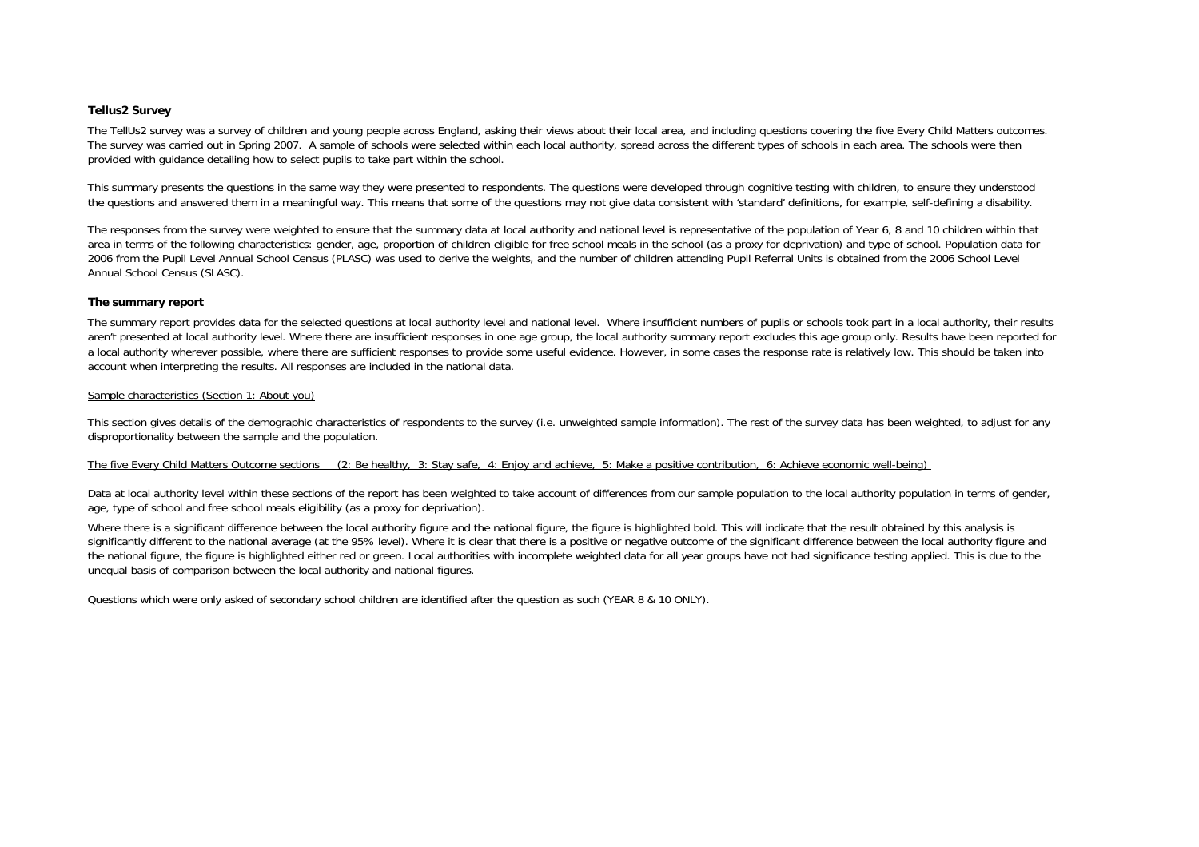## Tellus2 Survey

The TellUs2 survey was a survey of children and young people across England, asking their views about their local area, and including questions covering the five Every Child Matters outcomes. The survey was carried out in Spring 2007. A sample of schools were selected within each local authority, spread across the different types of schools in each area. The schools were then provided with guidance detailing how to select pupils to take part within the school.

This summary presents the questions in the same way they were presented to respondents. The questions were developed through cognitive testing with children, to ensure they understood the questions and answered them in a meaningful way. This means that some of the questions may not give data consistent with 'standard' definitions, for example, self-defining a disability.

The responses from the survey were weighted to ensure that the summary data at local authority and national level is representative of the population of Year 6, 8 and 10 children within that area in terms of the following characteristics: gender, age, proportion of children eligible for free school meals in the school (as a proxy for deprivation) and type of school. Population data for 2006 from the Pupil Level Annual School Census (PLASC) was used to derive the weights, and the number of children attending Pupil Referral Units is obtained from the 2006 School Level Annual School Census (SLASC).

## The summary report

The summary report provides data for the selected questions at local authority level and national level. Where insufficient numbers of pupils or schools took part in a local authority, their results aren't presented at local authority level. Where there are insufficient responses in one age group, the local authority summary report excludes this age group only. Results have been reported for a local authority wherever possible, where there are sufficient responses to provide some useful evidence. However, in some cases the response rate is relatively low. This should be taken into account when interpreting the results. All responses are included in the national data.

Sample characteristics (Section 1: About you)

This section gives details of the demographic characteristics of respondents to the survey (i.e. unweighted sample information). The rest of the survey data has been weighted, to adjust for any disproportionality between the sample and the population.

The five Every Child Matters Outcome sections (2: Be healthy, 3: Stay safe, 4: Enjoy and achieve, 5: Make a positive contribution, 6: Achieve economic well-being)

Data at local authority level within these sections of the report has been weighted to take account of differences from our sample population to the local authority population in terms of gender, age, type of school and free school meals eligibility (as a proxy for deprivation).

Where there is a significant difference between the local authority figure and the national figure, the figure is highlighted bold. This will indicate that the result obtained by this analysis is significantly different to the national average (at the 95% level). Where it is clear that there is a positive or negative outcome of the significant difference between the local authority figure and the national figure, the figure is highlighted either red or green. Local authorities with incomplete weighted data for all year groups have not had significance testing applied. This is due to the unequal basis of comparison between the local authority and national figures.

Questions which were only asked of secondary school children are identified after the question as such (YEAR 8 & 10 ONLY).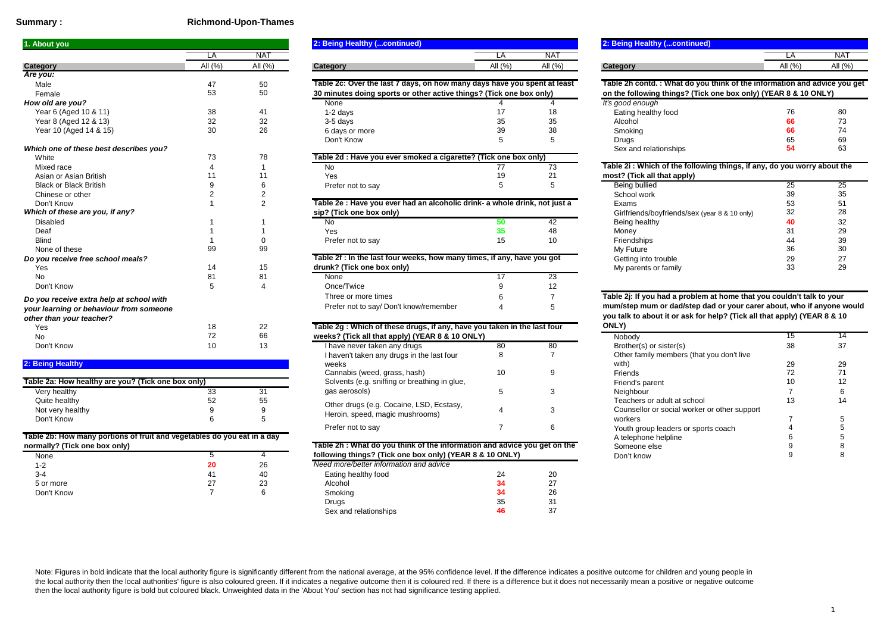**Summary :** **Richmond-Upon-Thames**

## 1. About you

| Category | LA All (%) | NAT All (%) |
|---|---|---|
| ***Are you:*** | | |
| Male | 47 | 50 |
| Female | 53 | 50 |
| ***How old are you?*** | | |
| Year 6 (Aged 10 & 11) | 38 | 41 |
| Year 8 (Aged 12 & 13) | 32 | 32 |
| Year 10 (Aged 14 & 15) | 30 | 26 |
| ***Which one of these best describes you?*** | | |
| White | 73 | 78 |
| Mixed race | 4 | 1 |
| Asian or Asian British | 11 | 11 |
| Black or Black British | 9 | 6 |
| Chinese or other | 2 | 2 |
| Don't Know | 1 | 2 |
| ***Which of these are you, if any?*** | | |
| Disabled | 1 | 1 |
| Deaf | 1 | 1 |
| Blind | 1 | 0 |
| None of these | 99 | 99 |
| ***Do you receive free school meals?*** | | |
| Yes | 14 | 15 |
| No | 81 | 81 |
| Don't Know | 5 | 4 |
| ***Do you receive extra help at school with your learning or behaviour from someone other than your teacher?*** | | |
| Yes | 18 | 22 |
| No | 72 | 66 |
| Don't Know | 10 | 13 |

## 2: Being Healthy

**Table 2a: How healthy are you? (Tick one box only)**

| Category | LA All (%) | NAT All (%) |
|---|---|---|
| Very healthy | 33 | 31 |
| Quite healthy | 52 | 55 |
| Not very healthy | 9 | 9 |
| Don't Know | 6 | 5 |

**Table 2b: How many portions of fruit and vegetables do you eat in a day normally? (Tick one box only)**

| Category | LA All (%) | NAT All (%) |
|---|---|---|
| None | 5 | 4 |
| 1-2 | **20** | 26 |
| 3-4 | 41 | 40 |
| 5 or more | 27 | 23 |
| Don't Know | 7 | 6 |

## 2: Being Healthy (...continued)

**Table 2c: Over the last 7 days, on how many days have you spent at least 30 minutes doing sports or other active things? (Tick one box only)**

| Category | LA All (%) | NAT All (%) |
|---|---|---|
| None | 4 | 4 |
| 1-2 days | 17 | 18 |
| 3-5 days | 35 | 35 |
| 6 days or more | 39 | 38 |
| Don't Know | 5 | 5 |

**Table 2d : Have you ever smoked a cigarette? (Tick one box only)**

| Category | LA All (%) | NAT All (%) |
|---|---|---|
| No | 77 | 73 |
| Yes | 19 | 21 |
| Prefer not to say | 5 | 5 |

**Table 2e : Have you ever had an alcoholic drink- a whole drink, not just a sip? (Tick one box only)**

| Category | LA All (%) | NAT All (%) |
|---|---|---|
| No | **50** | 42 |
| Yes | **35** | 48 |
| Prefer not to say | 15 | 10 |

**Table 2f : In the last four weeks, how many times, if any, have you got drunk? (Tick one box only)**

| Category | LA All (%) | NAT All (%) |
|---|---|---|
| None | 17 | 23 |
| Once/Twice | 9 | 12 |
| Three or more times | 6 | 7 |
| Prefer not to say/ Don't know/remember | 4 | 5 |

**Table 2g : Which of these drugs, if any, have you taken in the last four weeks? (Tick all that apply) (YEAR 8 & 10 ONLY)**

| Category | LA All (%) | NAT All (%) |
|---|---|---|
| I have never taken any drugs | 80 | 80 |
| I haven't taken any drugs in the last four weeks | 8 | 7 |
| Cannabis (weed, grass, hash) | 10 | 9 |
| Solvents (e.g. sniffing or breathing in glue, gas aerosols) | 5 | 3 |
| Other drugs (e.g. Cocaine, LSD, Ecstasy, Heroin, speed, magic mushrooms) | 4 | 3 |
| Prefer not to say | 7 | 6 |

**Table 2h : What do you think of the information and advice you get on the following things? (Tick one box only) (YEAR 8 & 10 ONLY)**

| Category | LA All (%) | NAT All (%) |
|---|---|---|
| *Need more/better information and advice* | | |
| Eating healthy food | 24 | 20 |
| Alcohol | **34** | 27 |
| Smoking | **34** | 26 |
| Drugs | 35 | 31 |
| Sex and relationships | **46** | 37 |

## 2: Being Healthy (...continued)

**Table 2h contd. : What do you think of the information and advice you get on the following things? (Tick one box only) (YEAR 8 & 10 ONLY)**

| Category | LA All (%) | NAT All (%) |
|---|---|---|
| *It's good enough* | | |
| Eating healthy food | 76 | 80 |
| Alcohol | **66** | 73 |
| Smoking | **66** | 74 |
| Drugs | 65 | 69 |
| Sex and relationships | **54** | 63 |

**Table 2i : Which of the following things, if any, do you worry about the most? (Tick all that apply)**

| Category | LA All (%) | NAT All (%) |
|---|---|---|
| Being bullied | 25 | 25 |
| School work | 39 | 35 |
| Exams | 53 | 51 |
| Girlfriends/boyfriends/sex (year 8 & 10 only) | 32 | 28 |
| Being healthy | **40** | 32 |
| Money | 31 | 29 |
| Friendships | 44 | 39 |
| My Future | 36 | 30 |
| Getting into trouble | 29 | 27 |
| My parents or family | 33 | 29 |

**Table 2j: If you had a problem at home that you couldn't talk to your mum/step mum or dad/step dad or your carer about, who if anyone would you talk to about it or ask for help? (Tick all that apply) (YEAR 8 & 10 ONLY)**

| Category | LA All (%) | NAT All (%) |
|---|---|---|
| Nobody | 15 | 14 |
| Brother(s) or sister(s) | 38 | 37 |
| Other family members (that you don't live with) | 29 | 29 |
| Friends | 72 | 71 |
| Friend's parent | 10 | 12 |
| Neighbour | 7 | 6 |
| Teachers or adult at school | 13 | 14 |
| Counsellor or social worker or other support workers | 7 | 5 |
| Youth group leaders or sports coach | 4 | 5 |
| A telephone helpline | 6 | 5 |
| Someone else | 9 | 8 |
| Don't know | 9 | 8 |

Note: Figures in bold indicate that the local authority figure is significantly different from the national average, at the 95% confidence level. If the difference indicates a positive outcome for children and young people in the local authority then the local authorities' figure is also coloured green. If it indicates a negative outcome then it is coloured red. If there is a difference but it does not necessarily mean a positive or negative outcome then the local authority figure is bold but coloured black. Unweighted data in the 'About You' section has not had significance testing applied.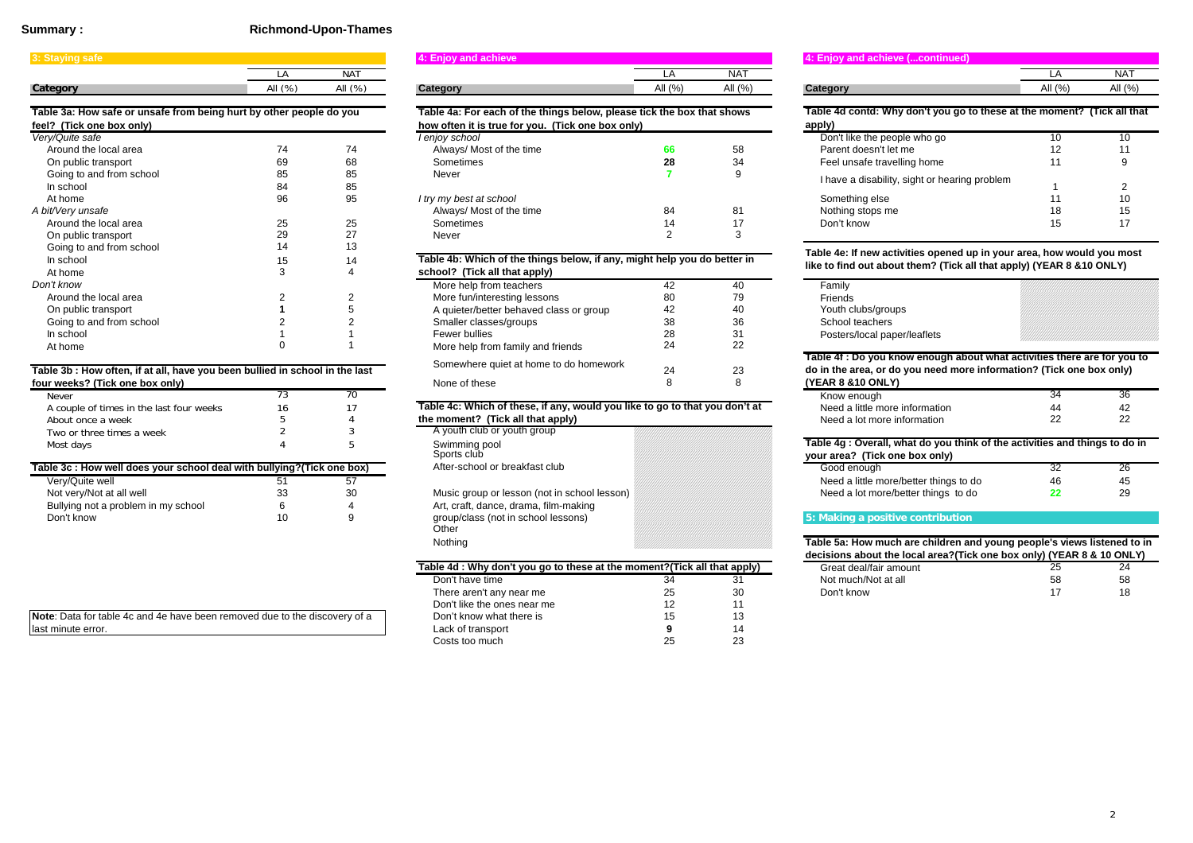**Summary :** **Richmond-Upon-Thames**

## 3: Staying safe

| Category | LA All (%) | NAT All (%) |
|---|---|---|
| **Table 3a: How safe or unsafe from being hurt by other people do you feel? (Tick one box only)** | | |
| *Very/Quite safe* | | |
| Around the local area | 74 | 74 |
| On public transport | 69 | 68 |
| Going to and from school | 85 | 85 |
| In school | 84 | 85 |
| At home | 96 | 95 |
| *A bit/Very unsafe* | | |
| Around the local area | 25 | 25 |
| On public transport | 29 | 27 |
| Going to and from school | 14 | 13 |
| In school | 15 | 14 |
| At home | 3 | 4 |
| *Don't know* | | |
| Around the local area | 2 | 2 |
| On public transport | **1** | 5 |
| Going to and from school | 2 | 2 |
| In school | 1 | 1 |
| At home | 0 | 1 |
| **Table 3b : How often, if at all, have you been bullied in school in the last four weeks? (Tick one box only)** | | |
| Never | 73 | 70 |
| A couple of times in the last four weeks | 16 | 17 |
| About once a week | 5 | 4 |
| Two or three times a week | 2 | 3 |
| Most days | 4 | 5 |
| **Table 3c : How well does your school deal with bullying?(Tick one box)** | | |
| Very/Quite well | 51 | 57 |
| Not very/Not at all well | 33 | 30 |
| Bullying not a problem in my school | 6 | 4 |
| Don't know | 10 | 9 |

**Note**: Data for table 4c and 4e have been removed due to the discovery of a last minute error.

## 4: Enjoy and achieve

| Category | LA All (%) | NAT All (%) |
|---|---|---|
| **Table 4a: For each of the things below, please tick the box that shows how often it is true for you. (Tick one box only)** | | |
| *I enjoy school* | | |
| Always/ Most of the time | **66** | 58 |
| Sometimes | **28** | 34 |
| Never | **7** | 9 |
| *I try my best at school* | | |
| Always/ Most of the time | 84 | 81 |
| Sometimes | 14 | 17 |
| Never | 2 | 3 |
| **Table 4b: Which of the things below, if any, might help you do better in school? (Tick all that apply)** | | |
| More help from teachers | 42 | 40 |
| More fun/interesting lessons | 80 | 79 |
| A quieter/better behaved class or group | 42 | 40 |
| Smaller classes/groups | 38 | 36 |
| Fewer bullies | 28 | 31 |
| More help from family and friends | 24 | 22 |
| Somewhere quiet at home to do homework | 24 | 23 |
| None of these | 8 | 8 |
| **Table 4c: Which of these, if any, would you like to go to that you don't at the moment? (Tick all that apply)** | | |
| A youth club or youth group | | |
| Swimming pool | | |
| Sports club | | |
| After-school or breakfast club | | |
| Music group or lesson (not in school lesson) | | |
| Art, craft, dance, drama, film-making group/class (not in school lessons) | | |
| Other | | |
| Nothing | | |
| **Table 4d : Why don't you go to these at the moment?(Tick all that apply)** | | |
| Don't have time | 34 | 31 |
| There aren't any near me | 25 | 30 |
| Don't like the ones near me | 12 | 11 |
| Don't know what there is | 15 | 13 |
| Lack of transport | **9** | 14 |
| Costs too much | 25 | 23 |

## 4: Enjoy and achieve (...continued)

| Category | LA All (%) | NAT All (%) |
|---|---|---|
| **Table 4d contd: Why don't you go to these at the moment? (Tick all that apply)** | | |
| Don't like the people who go | 10 | 10 |
| Parent doesn't let me | 12 | 11 |
| Feel unsafe travelling home | 11 | 9 |
| I have a disability, sight or hearing problem | 1 | 2 |
| Something else | 11 | 10 |
| Nothing stops me | 18 | 15 |
| Don't know | 15 | 17 |
| **Table 4e: If new activities opened up in your area, how would you most like to find out about them? (Tick all that apply) (YEAR 8 &10 ONLY)** | | |
| Family | | |
| Friends | | |
| Youth clubs/groups | | |
| School teachers | | |
| Posters/local paper/leaflets | | |
| **Table 4f : Do you know enough about what activities there are for you to do in the area, or do you need more information? (Tick one box only) (YEAR 8 &10 ONLY)** | | |
| Know enough | 34 | 36 |
| Need a little more information | 44 | 42 |
| Need a lot more information | 22 | 22 |
| **Table 4g : Overall, what do you think of the activities and things to do in your area? (Tick one box only)** | | |
| Good enough | 32 | 26 |
| Need a little more/better things to do | 46 | 45 |
| Need a lot more/better things to do | **22** | 29 |

## 5: Making a positive contribution

| Category | LA All (%) | NAT All (%) |
|---|---|---|
| **Table 5a: How much are children and young people's views listened to in decisions about the local area?(Tick one box only) (YEAR 8 & 10 ONLY)** | | |
| Great deal/fair amount | 25 | 24 |
| Not much/Not at all | 58 | 58 |
| Don't know | 17 | 18 |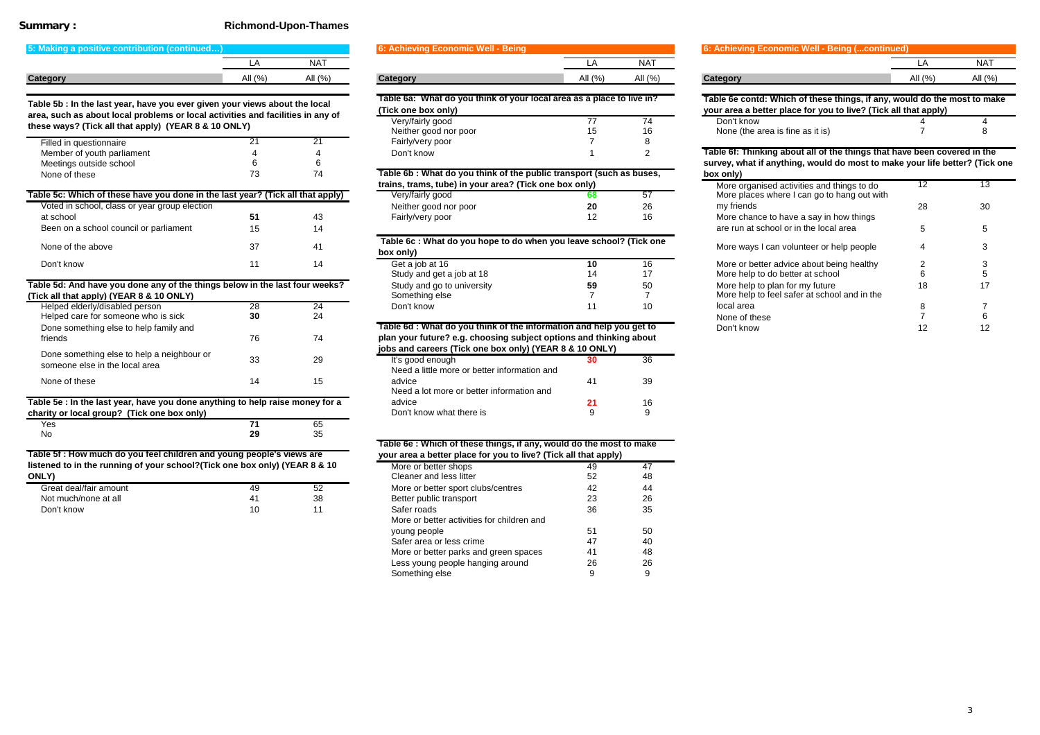**Summary :** **Richmond-Upon-Thames**

## 5: Making a positive contribution (continued…)

| Category | LA All (%) | NAT All (%) |
|---|---|---|
| **Table 5b : In the last year, have you ever given your views about the local area, such as about local problems or local activities and facilities in any of these ways? (Tick all that apply) (YEAR 8 & 10 ONLY)** | | |
| Filled in questionnaire | 21 | 21 |
| Member of youth parliament | 4 | 4 |
| Meetings outside school | 6 | 6 |
| None of these | 73 | 74 |
| **Table 5c: Which of these have you done in the last year? (Tick all that apply)** | | |
| Voted in school, class or year group election at school | **51** | 43 |
| Been on a school council or parliament | 15 | 14 |
| None of the above | 37 | 41 |
| Don't know | 11 | 14 |
| **Table 5d: And have you done any of the things below in the last four weeks? (Tick all that apply) (YEAR 8 & 10 ONLY)** | | |
| Helped elderly/disabled person | 28 | 24 |
| Helped care for someone who is sick | **30** | 24 |
| Done something else to help family and friends | 76 | 74 |
| Done something else to help a neighbour or someone else in the local area | 33 | 29 |
| None of these | 14 | 15 |
| **Table 5e : In the last year, have you done anything to help raise money for a charity or local group? (Tick one box only)** | | |
| Yes | **71** | 65 |
| No | **29** | 35 |
| **Table 5f : How much do you feel children and young people's views are listened to in the running of your school?(Tick one box only) (YEAR 8 & 10 ONLY)** | | |
| Great deal/fair amount | 49 | 52 |
| Not much/none at all | 41 | 38 |
| Don't know | 10 | 11 |

## 6: Achieving Economic Well - Being

| Category | LA All (%) | NAT All (%) |
|---|---|---|
| **Table 6a: What do you think of your local area as a place to live in? (Tick one box only)** | | |
| Very/fairly good | 77 | 74 |
| Neither good nor poor | 15 | 16 |
| Fairly/very poor | 7 | 8 |
| Don't know | 1 | 2 |
| **Table 6b : What do you think of the public transport (such as buses, trains, trams, tube) in your area? (Tick one box only)** | | |
| Very/fairly good | **68** | 57 |
| Neither good nor poor | **20** | 26 |
| Fairly/very poor | 12 | 16 |
| **Table 6c : What do you hope to do when you leave school? (Tick one box only)** | | |
| Get a job at 16 | **10** | 16 |
| Study and get a job at 18 | 14 | 17 |
| Study and go to university | **59** | 50 |
| Something else | 7 | 7 |
| Don't know | 11 | 10 |
| **Table 6d : What do you think of the information and help you get to plan your future? e.g. choosing subject options and thinking about jobs and careers (Tick one box only) (YEAR 8 & 10 ONLY)** | | |
| It's good enough | **30** | 36 |
| Need a little more or better information and advice | 41 | 39 |
| Need a lot more or better information and advice | **21** | 16 |
| Don't know what there is | 9 | 9 |
| **Table 6e : Which of these things, if any, would do the most to make your area a better place for you to live? (Tick all that apply)** | | |
| More or better shops | 49 | 47 |
| Cleaner and less litter | 52 | 48 |
| More or better sport clubs/centres | 42 | 44 |
| Better public transport | 23 | 26 |
| Safer roads | 36 | 35 |
| More or better activities for children and young people | 51 | 50 |
| Safer area or less crime | 47 | 40 |
| More or better parks and green spaces | 41 | 48 |
| Less young people hanging around | 26 | 26 |
| Something else | 9 | 9 |

## 6: Achieving Economic Well - Being (...continued)

| Category | LA All (%) | NAT All (%) |
|---|---|---|
| **Table 6e contd: Which of these things, if any, would do the most to make your area a better place for you to live? (Tick all that apply)** | | |
| Don't know | 4 | 4 |
| None (the area is fine as it is) | 7 | 8 |
| **Table 6f: Thinking about all of the things that have been covered in the survey, what if anything, would do most to make your life better? (Tick one box only)** | | |
| More organised activities and things to do | 12 | 13 |
| More places where I can go to hang out with my friends | 28 | 30 |
| More chance to have a say in how things are run at school or in the local area | 5 | 5 |
| More ways I can volunteer or help people | 4 | 3 |
| More or better advice about being healthy | 2 | 3 |
| More help to do better at school | 6 | 5 |
| More help to plan for my future | 18 | 17 |
| More help to feel safer at school and in the local area | 8 | 7 |
| None of these | 7 | 6 |
| Don't know | 12 | 12 |